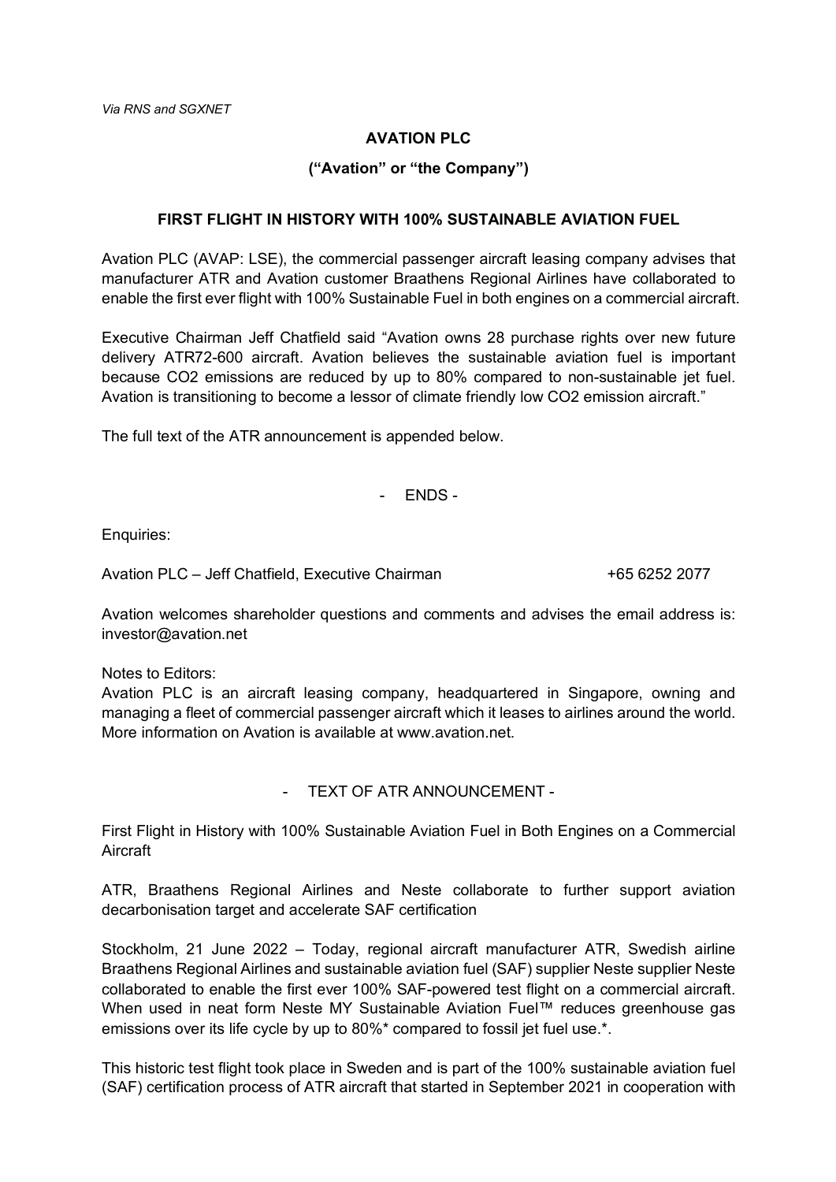*Via RNS and SGXNET*

**AVATION PLC**

**("Avation" or "the Company")**

**FIRST FLIGHT IN HISTORY WITH 100% SUSTAINABLE AVIATION FUEL**

Avation PLC (AVAP: LSE), the commercial passenger aircraft leasing company advises that manufacturer ATR and Avation customer Braathens Regional Airlines have collaborated to enable the first ever flight with 100% Sustainable Fuel in both engines on a commercial aircraft.

Executive Chairman Jeff Chatfield said "Avation owns 28 purchase rights over new future delivery ATR72-600 aircraft. Avation believes the sustainable aviation fuel is important because $CO_2$ emissions are reduced by up to 80% compared to non-sustainable jet fuel. Avation is transitioning to become a lessor of climate friendly low $CO_2$ emission aircraft."

The full text of the ATR announcement is appended below.

\- ENDS -

Enquiries:

Avation PLC – Jeff Chatfield, Executive Chairman +65 6252 2077

Avation welcomes shareholder questions and comments and advises the email address is: investor@avation.net

Notes to Editors:
Avation PLC is an aircraft leasing company, headquartered in Singapore, owning and managing a fleet of commercial passenger aircraft which it leases to airlines around the world. More information on Avation is available at www.avation.net.

\- TEXT OF ATR ANNOUNCEMENT -

First Flight in History with 100% Sustainable Aviation Fuel in Both Engines on a Commercial Aircraft

ATR, Braathens Regional Airlines and Neste collaborate to further support aviation decarbonisation target and accelerate SAF certification

Stockholm, 21 June 2022 – Today, regional aircraft manufacturer ATR, Swedish airline Braathens Regional Airlines and sustainable aviation fuel (SAF) supplier Neste supplier Neste collaborated to enable the first ever 100% SAF-powered test flight on a commercial aircraft. When used in neat form Neste MY Sustainable Aviation Fuel™ reduces greenhouse gas emissions over its life cycle by up to 80%* compared to fossil jet fuel use.*.

This historic test flight took place in Sweden and is part of the 100% sustainable aviation fuel (SAF) certification process of ATR aircraft that started in September 2021 in cooperation with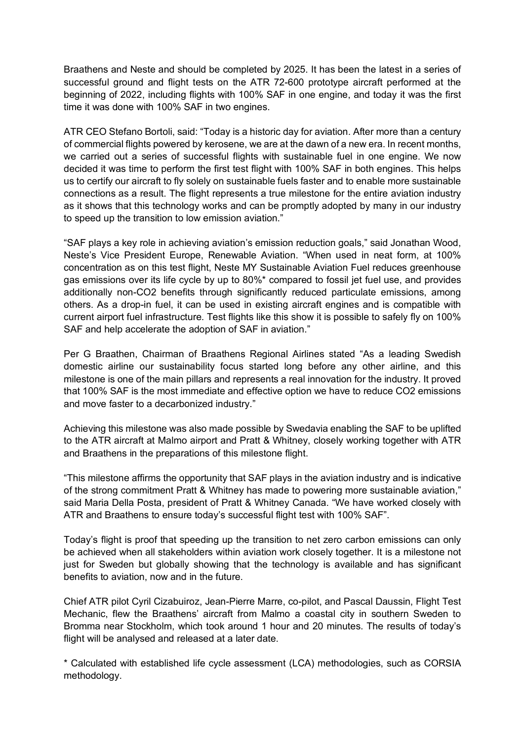Braathens and Neste and should be completed by 2025. It has been the latest in a series of successful ground and flight tests on the ATR 72-600 prototype aircraft performed at the beginning of 2022, including flights with 100% SAF in one engine, and today it was the first time it was done with 100% SAF in two engines.

ATR CEO Stefano Bortoli, said: "Today is a historic day for aviation. After more than a century of commercial flights powered by kerosene, we are at the dawn of a new era. In recent months, we carried out a series of successful flights with sustainable fuel in one engine. We now decided it was time to perform the first test flight with 100% SAF in both engines. This helps us to certify our aircraft to fly solely on sustainable fuels faster and to enable more sustainable connections as a result. The flight represents a true milestone for the entire aviation industry as it shows that this technology works and can be promptly adopted by many in our industry to speed up the transition to low emission aviation."

"SAF plays a key role in achieving aviation's emission reduction goals," said Jonathan Wood, Neste's Vice President Europe, Renewable Aviation. "When used in neat form, at 100% concentration as on this test flight, Neste MY Sustainable Aviation Fuel reduces greenhouse gas emissions over its life cycle by up to 80%* compared to fossil jet fuel use, and provides additionally non-CO2 benefits through significantly reduced particulate emissions, among others. As a drop-in fuel, it can be used in existing aircraft engines and is compatible with current airport fuel infrastructure. Test flights like this show it is possible to safely fly on 100% SAF and help accelerate the adoption of SAF in aviation."

Per G Braathen, Chairman of Braathens Regional Airlines stated "As a leading Swedish domestic airline our sustainability focus started long before any other airline, and this milestone is one of the main pillars and represents a real innovation for the industry. It proved that 100% SAF is the most immediate and effective option we have to reduce CO2 emissions and move faster to a decarbonized industry."

Achieving this milestone was also made possible by Swedavia enabling the SAF to be uplifted to the ATR aircraft at Malmo airport and Pratt & Whitney, closely working together with ATR and Braathens in the preparations of this milestone flight.

"This milestone affirms the opportunity that SAF plays in the aviation industry and is indicative of the strong commitment Pratt & Whitney has made to powering more sustainable aviation," said Maria Della Posta, president of Pratt & Whitney Canada. "We have worked closely with ATR and Braathens to ensure today's successful flight test with 100% SAF".

Today's flight is proof that speeding up the transition to net zero carbon emissions can only be achieved when all stakeholders within aviation work closely together. It is a milestone not just for Sweden but globally showing that the technology is available and has significant benefits to aviation, now and in the future.

Chief ATR pilot Cyril Cizabuiroz, Jean-Pierre Marre, co-pilot, and Pascal Daussin, Flight Test Mechanic, flew the Braathens' aircraft from Malmo a coastal city in southern Sweden to Bromma near Stockholm, which took around 1 hour and 20 minutes. The results of today's flight will be analysed and released at a later date.

* Calculated with established life cycle assessment (LCA) methodologies, such as CORSIA methodology.